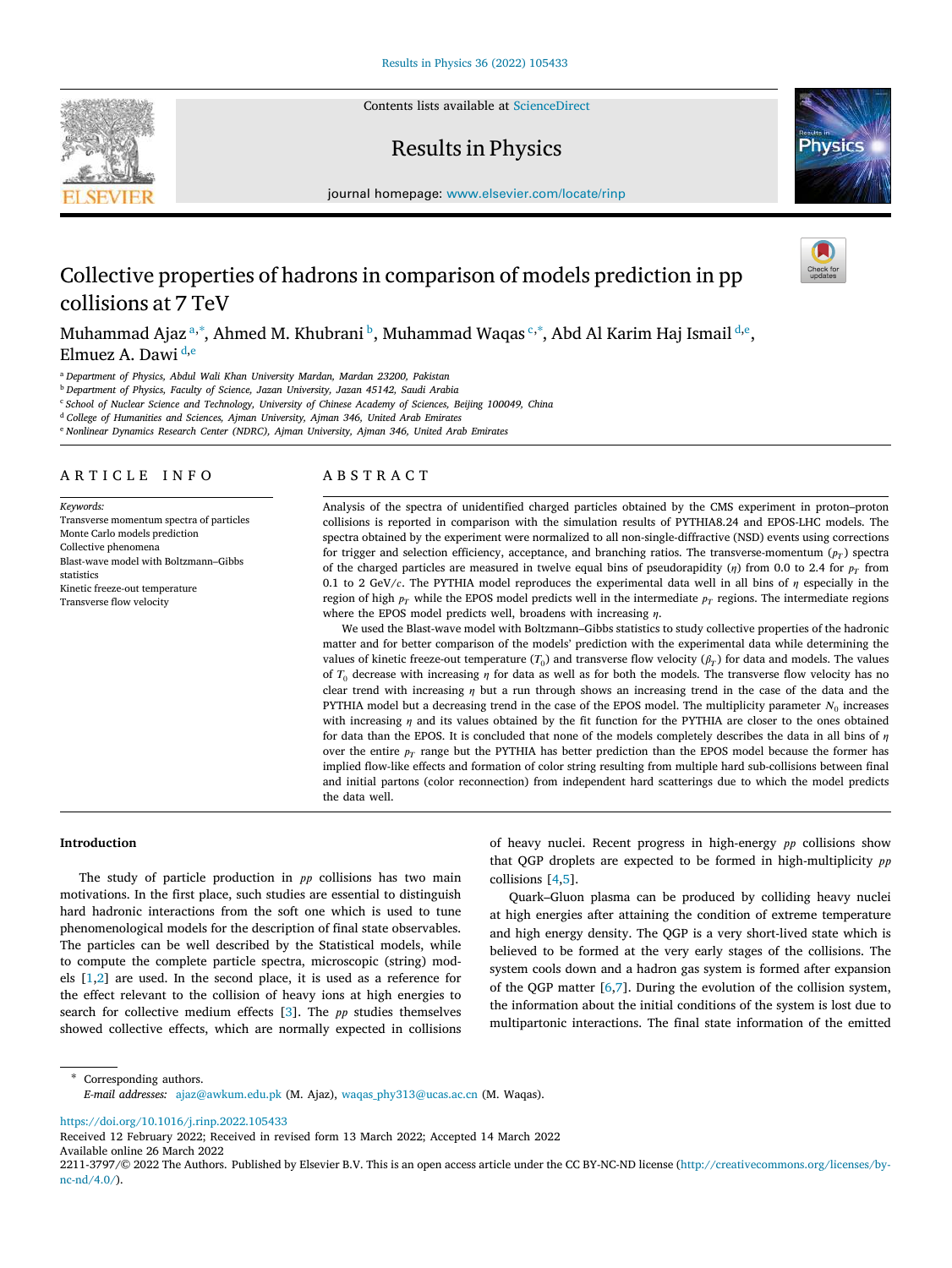# Collective properties of hadrons in comparison of models prediction in pp collisions at 7 TeV

Muhammad Ajaz [a,*], Ahmed M. Khubrani [b], Muhammad Waqas [c,*], Abd Al Karim Haj Ismail [d,e], Elmuez A. Dawi [d,e]

[a] Department of Physics, Abdul Wali Khan University Mardan, Mardan 23200, Pakistan
[b] Department of Physics, Faculty of Science, Jazan University, Jazan 45142, Saudi Arabia
[c] School of Nuclear Science and Technology, University of Chinese Academy of Sciences, Beijing 100049, China
[d] College of Humanities and Sciences, Ajman University, Ajman 346, United Arab Emirates
[e] Nonlinear Dynamics Research Center (NDRC), Ajman University, Ajman 346, United Arab Emirates

## ARTICLE INFO

*Keywords:*
Transverse momentum spectra of particles
Monte Carlo models prediction
Collective phenomena
Blast-wave model with Boltzmann–Gibbs statistics
Kinetic freeze-out temperature
Transverse flow velocity

## ABSTRACT

Analysis of the spectra of unidentified charged particles obtained by the CMS experiment in proton–proton collisions is reported in comparison with the simulation results of PYTHIA8.24 and EPOS-LHC models. The spectra obtained by the experiment were normalized to all non-single-diffractive (NSD) events using corrections for trigger and selection efficiency, acceptance, and branching ratios. The transverse-momentum ($p_T$) spectra of the charged particles are measured in twelve equal bins of pseudorapidity ($\eta$) from 0.0 to 2.4 for $p_T$ from 0.1 to 2 GeV/$c$. The PYTHIA model reproduces the experimental data well in all bins of $\eta$ especially in the region of high $p_T$ while the EPOS model predicts well in the intermediate $p_T$ regions. The intermediate regions where the EPOS model predicts well, broadens with increasing $\eta$.

We used the Blast-wave model with Boltzmann–Gibbs statistics to study collective properties of the hadronic matter and for better comparison of the models' prediction with the experimental data while determining the values of kinetic freeze-out temperature ($T_0$) and transverse flow velocity ($\beta_T$) for data and models. The values of $T_0$ decrease with increasing $\eta$ for data as well as for both the models. The transverse flow velocity has no clear trend with increasing $\eta$ but a run through shows an increasing trend in the case of the data and the PYTHIA model but a decreasing trend in the case of the EPOS model. The multiplicity parameter $N_0$ increases with increasing $\eta$ and its values obtained by the fit function for the PYTHIA are closer to the ones obtained for data than the EPOS. It is concluded that none of the models completely describes the data in all bins of $\eta$ over the entire $p_T$ range but the PYTHIA has better prediction than the EPOS model because the former has implied flow-like effects and formation of color string resulting from multiple hard sub-collisions between final and initial partons (color reconnection) from independent hard scatterings due to which the model predicts the data well.

## Introduction

The study of particle production in $pp$ collisions has two main motivations. In the first place, such studies are essential to distinguish hard hadronic interactions from the soft one which is used to tune phenomenological models for the description of final state observables. The particles can be well described by the Statistical models, while to compute the complete particle spectra, microscopic (string) models [1,2] are used. In the second place, it is used as a reference for the effect relevant to the collision of heavy ions at high energies to search for collective medium effects [3]. The $pp$ studies themselves showed collective effects, which are normally expected in collisions of heavy nuclei. Recent progress in high-energy $pp$ collisions show that QGP droplets are expected to be formed in high-multiplicity $pp$ collisions [4,5].

Quark–Gluon plasma can be produced by colliding heavy nuclei at high energies after attaining the condition of extreme temperature and high energy density. The QGP is a very short-lived state which is believed to be formed at the very early stages of the collisions. The system cools down and a hadron gas system is formed after expansion of the QGP matter [6,7]. During the evolution of the collision system, the information about the initial conditions of the system is lost due to multipartonic interactions. The final state information of the emitted

\* Corresponding authors.
*E-mail addresses:* ajaz@awkum.edu.pk (M. Ajaz), waqas_phy313@ucas.ac.cn (M. Waqas).

https://doi.org/10.1016/j.rinp.2022.105433
Received 12 February 2022; Received in revised form 13 March 2022; Accepted 14 March 2022
Available online 26 March 2022
2211-3797/© 2022 The Authors. Published by Elsevier B.V. This is an open access article under the CC BY-NC-ND license (http://creativecommons.org/licenses/by-nc-nd/4.0/).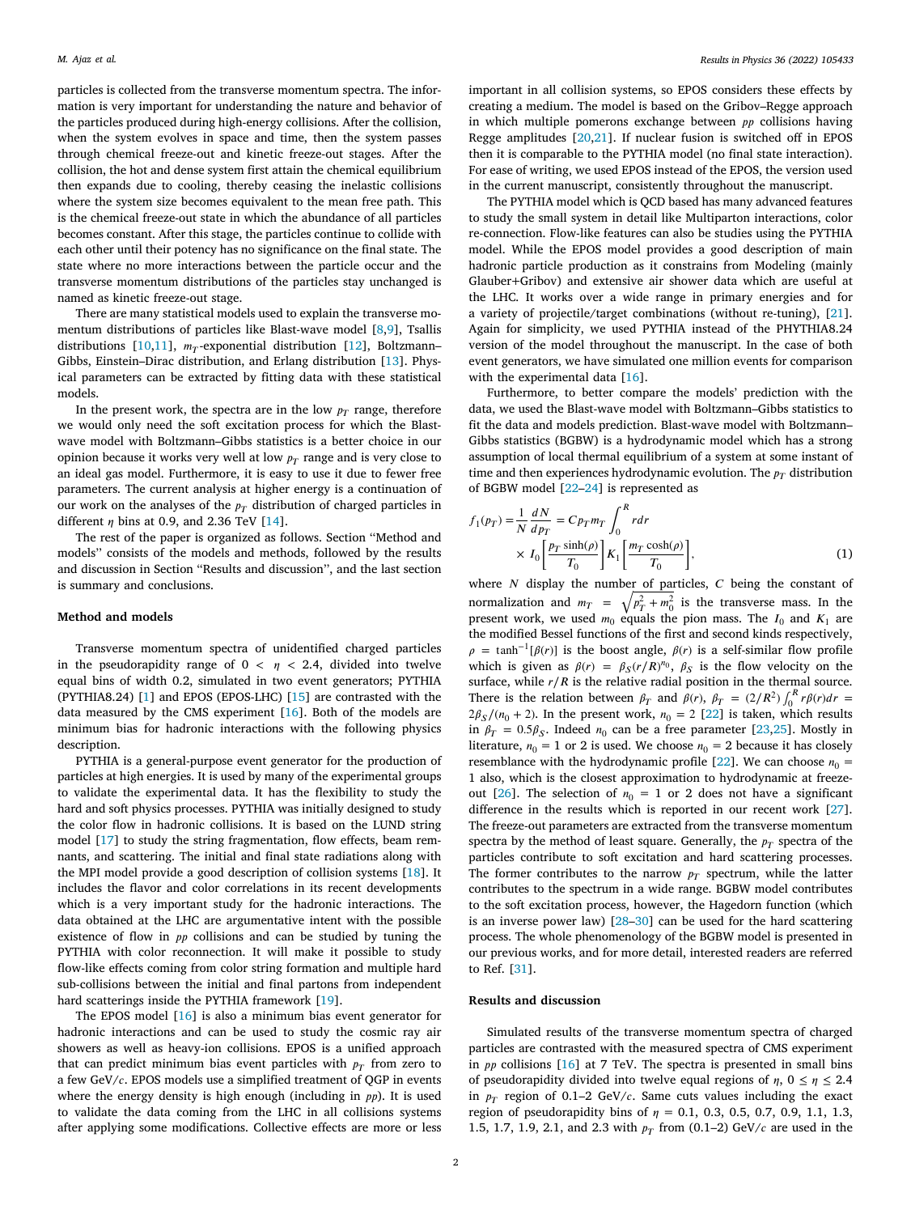particles is collected from the transverse momentum spectra. The information is very important for understanding the nature and behavior of the particles produced during high-energy collisions. After the collision, when the system evolves in space and time, then the system passes through chemical freeze-out and kinetic freeze-out stages. After the collision, the hot and dense system first attain the chemical equilibrium then expands due to cooling, thereby ceasing the inelastic collisions where the system size becomes equivalent to the mean free path. This is the chemical freeze-out state in which the abundance of all particles becomes constant. After this stage, the particles continue to collide with each other until their potency has no significance on the final state. The state where no more interactions between the particle occur and the transverse momentum distributions of the particles stay unchanged is named as kinetic freeze-out stage.

There are many statistical models used to explain the transverse momentum distributions of particles like Blast-wave model [8,9], Tsallis distributions [10,11], $m_T$-exponential distribution [12], Boltzmann–Gibbs, Einstein–Dirac distribution, and Erlang distribution [13]. Physical parameters can be extracted by fitting data with these statistical models.

In the present work, the spectra are in the low $p_T$ range, therefore we would only need the soft excitation process for which the Blast-wave model with Boltzmann–Gibbs statistics is a better choice in our opinion because it works very well at low $p_T$ range and is very close to an ideal gas model. Furthermore, it is easy to use it due to fewer free parameters. The current analysis at higher energy is a continuation of our work on the analyses of the $p_T$ distribution of charged particles in different $\eta$ bins at 0.9, and 2.36 TeV [14].

The rest of the paper is organized as follows. Section "Method and models" consists of the models and methods, followed by the results and discussion in Section "Results and discussion", and the last section is summary and conclusions.

## Method and models

Transverse momentum spectra of unidentified charged particles in the pseudorapidity range of $0 < \eta < 2.4$, divided into twelve equal bins of width 0.2, simulated in two event generators; PYTHIA (PYTHIA8.24) [1] and EPOS (EPOS-LHC) [15] are contrasted with the data measured by the CMS experiment [16]. Both of the models are minimum bias for hadronic interactions with the following physics description.

PYTHIA is a general-purpose event generator for the production of particles at high energies. It is used by many of the experimental groups to validate the experimental data. It has the flexibility to study the hard and soft physics processes. PYTHIA was initially designed to study the color flow in hadronic collisions. It is based on the LUND string model [17] to study the string fragmentation, flow effects, beam remnants, and scattering. The initial and final state radiations along with the MPI model provide a good description of collision systems [18]. It includes the flavor and color correlations in its recent developments which is a very important study for the hadronic interactions. The data obtained at the LHC are argumentative intent with the possible existence of flow in $pp$ collisions and can be studied by tuning the PYTHIA with color reconnection. It will make it possible to study flow-like effects coming from color string formation and multiple hard sub-collisions between the initial and final partons from independent hard scatterings inside the PYTHIA framework [19].

The EPOS model [16] is also a minimum bias event generator for hadronic interactions and can be used to study the cosmic ray air showers as well as heavy-ion collisions. EPOS is a unified approach that can predict minimum bias event particles with $p_T$ from zero to a few GeV/$c$. EPOS models use a simplified treatment of QGP in events where the energy density is high enough (including in $pp$). It is used to validate the data coming from the LHC in all collisions systems after applying some modifications. Collective effects are more or less important in all collision systems, so EPOS considers these effects by creating a medium. The model is based on the Gribov–Regge approach in which multiple pomerons exchange between $pp$ collisions having Regge amplitudes [20,21]. If nuclear fusion is switched off in EPOS then it is comparable to the PYTHIA model (no final state interaction). For ease of writing, we used EPOS instead of the EPOS, the version used in the current manuscript, consistently throughout the manuscript.

The PYTHIA model which is QCD based has many advanced features to study the small system in detail like Multiparton interactions, color re-connection. Flow-like features can also be studies using the PYTHIA model. While the EPOS model provides a good description of main hadronic particle production as it constrains from Modeling (mainly Glauber+Gribov) and extensive air shower data which are useful at the LHC. It works over a wide range in primary energies and for a variety of projectile/target combinations (without re-tuning), [21]. Again for simplicity, we used PYTHIA instead of the PHYTHIA8.24 version of the model throughout the manuscript. In the case of both event generators, we have simulated one million events for comparison with the experimental data [16].

Furthermore, to better compare the models' prediction with the data, we used the Blast-wave model with Boltzmann–Gibbs statistics to fit the data and models prediction. Blast-wave model with Boltzmann–Gibbs statistics (BGBW) is a hydrodynamic model which has a strong assumption of local thermal equilibrium of a system at some instant of time and then experiences hydrodynamic evolution. The $p_T$ distribution of BGBW model [22–24] is represented as

$$f_1(p_T) = \frac{1}{N}\frac{dN}{dp_T} = C p_T m_T \int_0^R r dr \times I_0\left[\frac{p_T \sinh(\rho)}{T_0}\right] K_1\left[\frac{m_T \cosh(\rho)}{T_0}\right], \tag{1}$$

where $N$ display the number of particles, $C$ being the constant of normalization and $m_T = \sqrt{p_T^2 + m_0^2}$ is the transverse mass. In the present work, we used $m_0$ equals the pion mass. The $I_0$ and $K_1$ are the modified Bessel functions of the first and second kinds respectively, $\rho = \tanh^{-1}[\beta(r)]$ is the boost angle, $\beta(r)$ is a self-similar flow profile which is given as $\beta(r) = \beta_S(r/R)^{n_0}$, $\beta_S$ is the flow velocity on the surface, while $r/R$ is the relative radial position in the thermal source. There is the relation between $\beta_T$ and $\beta(r)$, $\beta_T = (2/R^2)\int_0^R r\beta(r)dr = 2\beta_S/(n_0+2)$. In the present work, $n_0 = 2$ [22] is taken, which results in $\beta_T = 0.5\beta_S$. Indeed $n_0$ can be a free parameter [23,25]. Mostly in literature, $n_0 = 1$ or 2 is used. We choose $n_0 = 2$ because it has closely resemblance with the hydrodynamic profile [22]. We can choose $n_0 = 1$ also, which is the closest approximation to hydrodynamic at freeze-out [26]. The selection of $n_0 = 1$ or 2 does not have a significant difference in the results which is reported in our recent work [27]. The freeze-out parameters are extracted from the transverse momentum spectra by the method of least square. Generally, the $p_T$ spectra of the particles contribute to soft excitation and hard scattering processes. The former contributes to the narrow $p_T$ spectrum, while the latter contributes to the spectrum in a wide range. BGBW model contributes to the soft excitation process, however, the Hagedorn function (which is an inverse power law) [28–30] can be used for the hard scattering process. The whole phenomenology of the BGBW model is presented in our previous works, and for more detail, interested readers are referred to Ref. [31].

## Results and discussion

Simulated results of the transverse momentum spectra of charged particles are contrasted with the measured spectra of CMS experiment in $pp$ collisions [16] at 7 TeV. The spectra is presented in small bins of pseudorapidity divided into twelve equal regions of $\eta$, $0 \le \eta \le 2.4$ in $p_T$ region of 0.1–2 GeV/$c$. Same cuts values including the exact region of pseudorapidity bins of $\eta$ = 0.1, 0.3, 0.5, 0.7, 0.9, 1.1, 1.3, 1.5, 1.7, 1.9, 2.1, and 2.3 with $p_T$ from (0.1–2) GeV/$c$ are used in the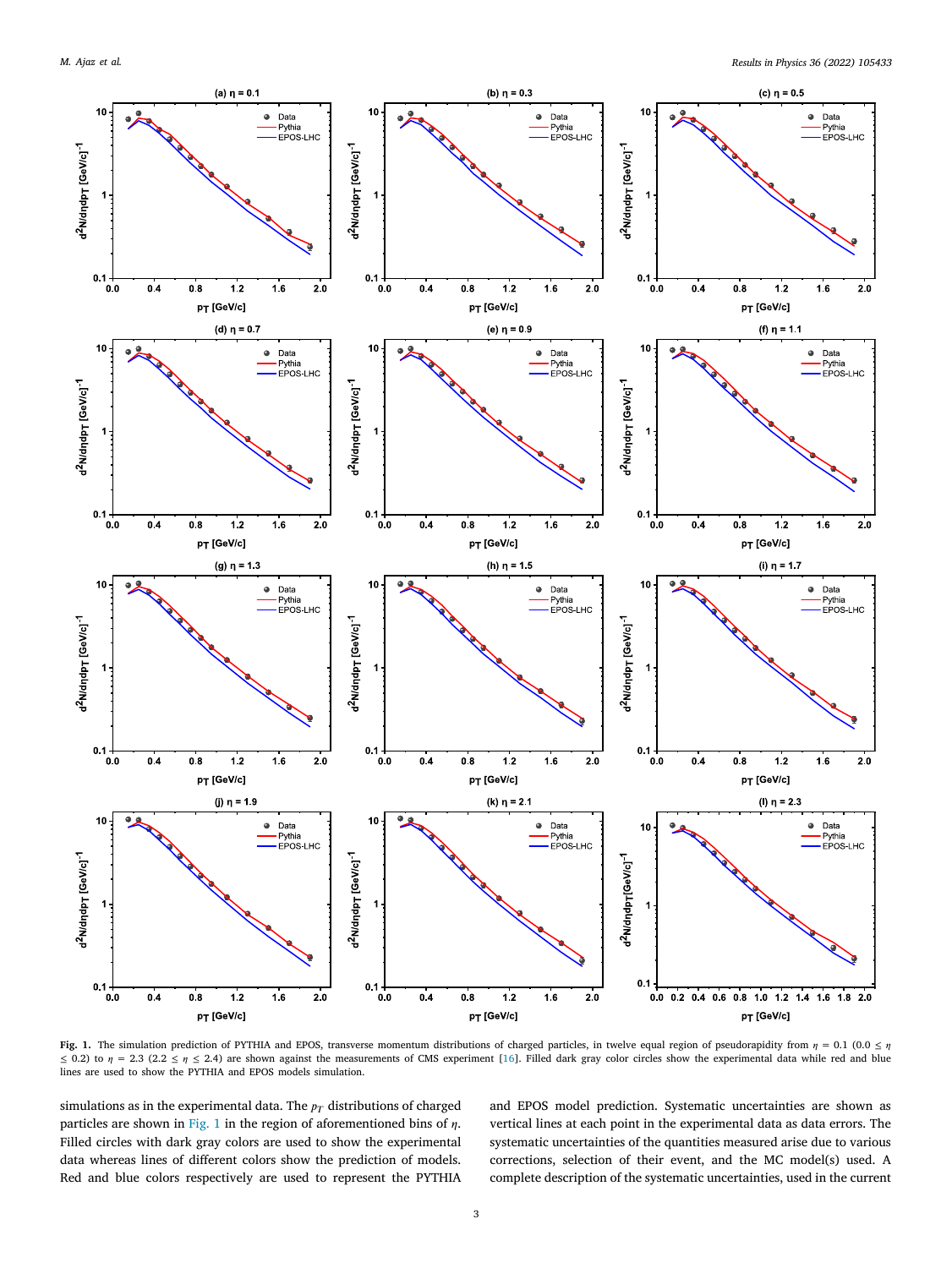**Fig. 1.** The simulation prediction of PYTHIA and EPOS, transverse momentum distributions of charged particles, in twelve equal region of pseudorapidity from $\eta$ = 0.1 (0.0 $\leq \eta \leq$ 0.2) to $\eta$ = 2.3 (2.2 $\leq \eta \leq$ 2.4) are shown against the measurements of CMS experiment [16]. Filled dark gray color circles show the experimental data while red and blue lines are used to show the PYTHIA and EPOS models simulation.

simulations as in the experimental data. The $p_T$ distributions of charged particles are shown in Fig. 1 in the region of aforementioned bins of $\eta$. Filled circles with dark gray colors are used to show the experimental data whereas lines of different colors show the prediction of models. Red and blue colors respectively are used to represent the PYTHIA and EPOS model prediction. Systematic uncertainties are shown as vertical lines at each point in the experimental data as data errors. The systematic uncertainties of the quantities measured arise due to various corrections, selection of their event, and the MC model(s) used. A complete description of the systematic uncertainties, used in the current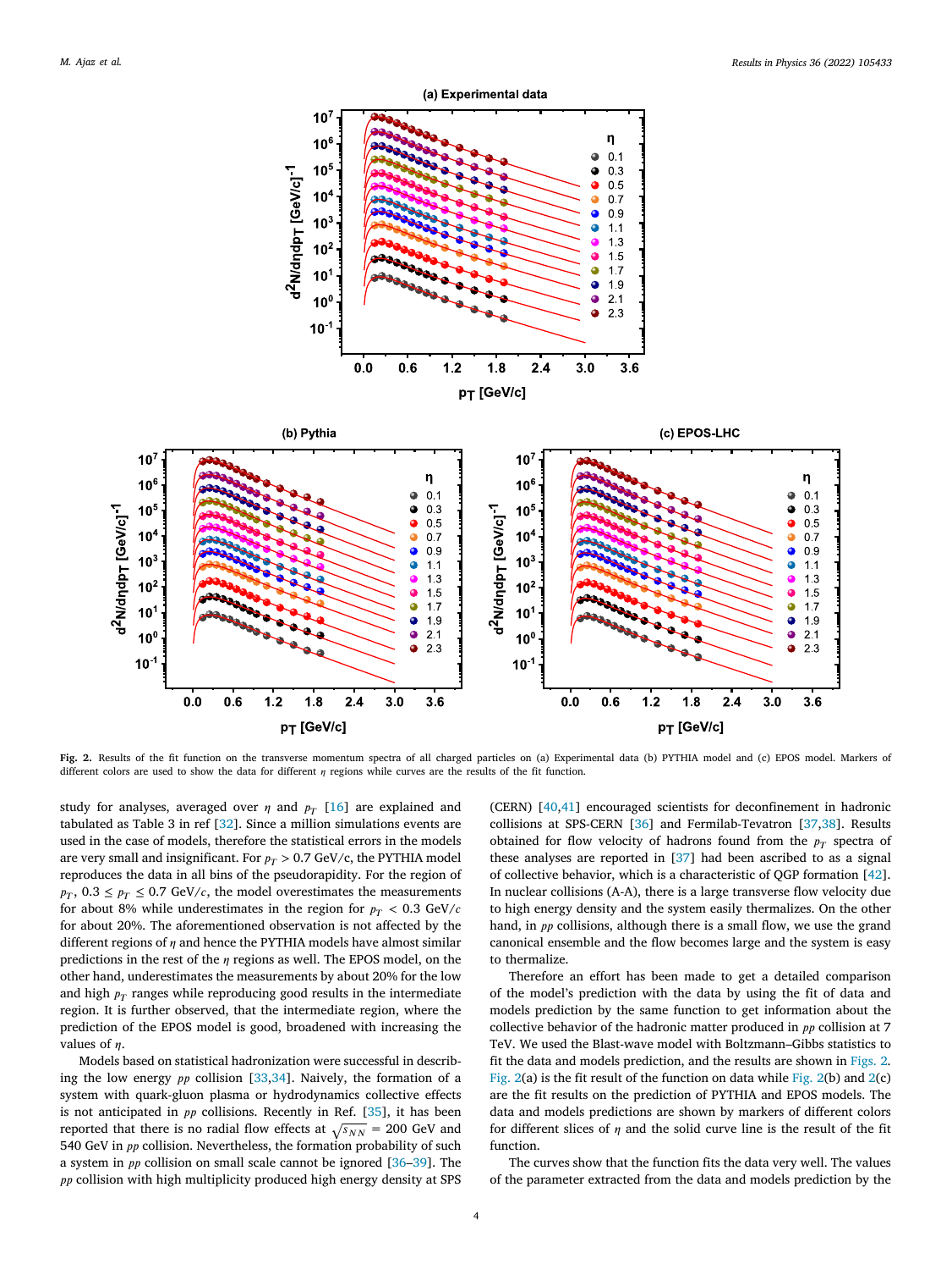Fig. 2. Results of the fit function on the transverse momentum spectra of all charged particles on (a) Experimental data (b) PYTHIA model and (c) EPOS model. Markers of different colors are used to show the data for different $\eta$ regions while curves are the results of the fit function.

study for analyses, averaged over $\eta$ and $p_T$ [16] are explained and tabulated as Table 3 in ref [32]. Since a million simulations events are used in the case of models, therefore the statistical errors in the models are very small and insignificant. For $p_T > 0.7$ GeV/c, the PYTHIA model reproduces the data in all bins of the pseudorapidity. For the region of $p_T$, $0.3 \leq p_T \leq 0.7$ GeV/$c$, the model overestimates the measurements for about 8% while underestimates in the region for $p_T < 0.3$ GeV/$c$ for about 20%. The aforementioned observation is not affected by the different regions of $\eta$ and hence the PYTHIA models have almost similar predictions in the rest of the $\eta$ regions as well. The EPOS model, on the other hand, underestimates the measurements by about 20% for the low and high $p_T$ ranges while reproducing good results in the intermediate region. It is further observed, that the intermediate region, where the prediction of the EPOS model is good, broadened with increasing the values of $\eta$.

Models based on statistical hadronization were successful in describing the low energy $pp$ collision [33,34]. Naively, the formation of a system with quark-gluon plasma or hydrodynamics collective effects is not anticipated in $pp$ collisions. Recently in Ref. [35], it has been reported that there is no radial flow effects at $\sqrt{s_{NN}} = 200$ GeV and 540 GeV in $pp$ collision. Nevertheless, the formation probability of such a system in $pp$ collision on small scale cannot be ignored [36–39]. The $pp$ collision with high multiplicity produced high energy density at SPS (CERN) [40,41] encouraged scientists for deconfinement in hadronic collisions at SPS-CERN [36] and Fermilab-Tevatron [37,38]. Results obtained for flow velocity of hadrons found from the $p_T$ spectra of these analyses are reported in [37] had been ascribed to as a signal of collective behavior, which is a characteristic of QGP formation [42]. In nuclear collisions (A-A), there is a large transverse flow velocity due to high energy density and the system easily thermalizes. On the other hand, in $pp$ collisions, although there is a small flow, we use the grand canonical ensemble and the flow becomes large and the system is easy to thermalize.

Therefore an effort has been made to get a detailed comparison of the model's prediction with the data by using the fit of data and models prediction by the same function to get information about the collective behavior of the hadronic matter produced in $pp$ collision at 7 TeV. We used the Blast-wave model with Boltzmann–Gibbs statistics to fit the data and models prediction, and the results are shown in Figs. 2. Fig. 2(a) is the fit result of the function on data while Fig. 2(b) and 2(c) are the fit results on the prediction of PYTHIA and EPOS models. The data and models predictions are shown by markers of different colors for different slices of $\eta$ and the solid curve line is the result of the fit function.

The curves show that the function fits the data very well. The values of the parameter extracted from the data and models prediction by the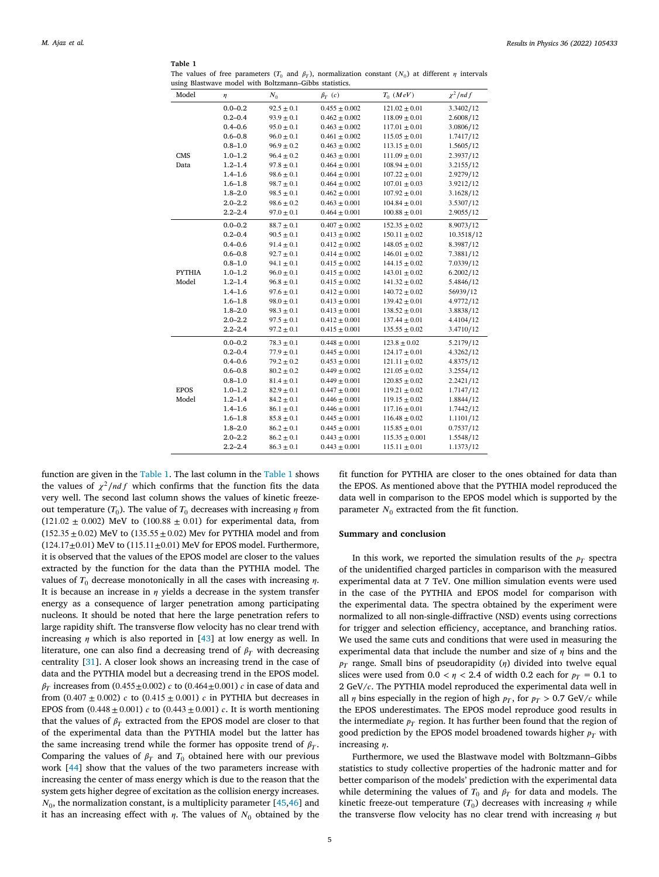**Table 1**

The values of free parameters ($T_0$ and $\beta_T$), normalization constant ($N_0$) at different $\eta$ intervals using Blastwave model with Boltzmann–Gibbs statistics.

| Model | $\eta$ | $N_0$ | $\beta_T$ (c) | $T_0$ (MeV) | $\chi^2/ndf$ |
|---|---|---|---|---|---|
| CMS Data | 0.0–0.2 | 92.5 ± 0.1 | 0.455 ± 0.002 | 121.02 ± 0.01 | 3.3402/12 |
| | 0.2–0.4 | 93.9 ± 0.1 | 0.462 ± 0.002 | 118.09 ± 0.01 | 2.6008/12 |
| | 0.4–0.6 | 95.0 ± 0.1 | 0.463 ± 0.002 | 117.01 ± 0.01 | 3.0806/12 |
| | 0.6–0.8 | 96.0 ± 0.1 | 0.461 ± 0.002 | 115.05 ± 0.01 | 1.7417/12 |
| | 0.8–1.0 | 96.9 ± 0.2 | 0.463 ± 0.002 | 113.15 ± 0.01 | 1.5605/12 |
| | 1.0–1.2 | 96.4 ± 0.2 | 0.463 ± 0.001 | 111.09 ± 0.01 | 2.3937/12 |
| | 1.2–1.4 | 97.8 ± 0.1 | 0.464 ± 0.001 | 108.94 ± 0.01 | 3.2155/12 |
| | 1.4–1.6 | 98.6 ± 0.1 | 0.464 ± 0.001 | 107.22 ± 0.01 | 2.9279/12 |
| | 1.6–1.8 | 98.7 ± 0.1 | 0.464 ± 0.002 | 107.01 ± 0.03 | 3.9212/12 |
| | 1.8–2.0 | 98.5 ± 0.1 | 0.462 ± 0.001 | 107.92 ± 0.01 | 3.1628/12 |
| | 2.0–2.2 | 98.6 ± 0.2 | 0.463 ± 0.001 | 104.84 ± 0.01 | 3.5307/12 |
| | 2.2–2.4 | 97.0 ± 0.1 | 0.464 ± 0.001 | 100.88 ± 0.01 | 2.9055/12 |
| PYTHIA Model | 0.0–0.2 | 88.7 ± 0.1 | 0.407 ± 0.002 | 152.35 ± 0.02 | 8.9073/12 |
| | 0.2–0.4 | 90.5 ± 0.1 | 0.413 ± 0.002 | 150.11 ± 0.02 | 10.3518/12 |
| | 0.4–0.6 | 91.4 ± 0.1 | 0.412 ± 0.002 | 148.05 ± 0.02 | 8.3987/12 |
| | 0.6–0.8 | 92.7 ± 0.1 | 0.414 ± 0.002 | 146.01 ± 0.02 | 7.3881/12 |
| | 0.8–1.0 | 94.1 ± 0.1 | 0.415 ± 0.002 | 144.15 ± 0.02 | 7.0339/12 |
| | 1.0–1.2 | 96.0 ± 0.1 | 0.415 ± 0.002 | 143.01 ± 0.02 | 6.2002/12 |
| | 1.2–1.4 | 96.8 ± 0.1 | 0.415 ± 0.002 | 141.32 ± 0.02 | 5.4846/12 |
| | 1.4–1.6 | 97.6 ± 0.1 | 0.412 ± 0.001 | 140.72 ± 0.02 | 56939/12 |
| | 1.6–1.8 | 98.0 ± 0.1 | 0.413 ± 0.001 | 139.42 ± 0.01 | 4.9772/12 |
| | 1.8–2.0 | 98.3 ± 0.1 | 0.413 ± 0.001 | 138.52 ± 0.01 | 3.8838/12 |
| | 2.0–2.2 | 97.5 ± 0.1 | 0.412 ± 0.001 | 137.44 ± 0.01 | 4.4104/12 |
| | 2.2–2.4 | 97.2 ± 0.1 | 0.415 ± 0.001 | 135.55 ± 0.02 | 3.4710/12 |
| EPOS Model | 0.0–0.2 | 78.3 ± 0.1 | 0.448 ± 0.001 | 123.8 ± 0.02 | 5.2179/12 |
| | 0.2–0.4 | 77.9 ± 0.1 | 0.445 ± 0.001 | 124.17 ± 0.01 | 4.3262/12 |
| | 0.4–0.6 | 79.2 ± 0.2 | 0.453 ± 0.001 | 121.11 ± 0.02 | 4.8375/12 |
| | 0.6–0.8 | 80.2 ± 0.2 | 0.449 ± 0.002 | 121.05 ± 0.02 | 3.2554/12 |
| | 0.8–1.0 | 81.4 ± 0.1 | 0.449 ± 0.001 | 120.85 ± 0.02 | 2.2421/12 |
| | 1.0–1.2 | 82.9 ± 0.1 | 0.447 ± 0.001 | 119.21 ± 0.02 | 1.7147/12 |
| | 1.2–1.4 | 84.2 ± 0.1 | 0.446 ± 0.001 | 119.15 ± 0.02 | 1.8844/12 |
| | 1.4–1.6 | 86.1 ± 0.1 | 0.446 ± 0.001 | 117.16 ± 0.01 | 1.7442/12 |
| | 1.6–1.8 | 85.8 ± 0.1 | 0.445 ± 0.001 | 116.48 ± 0.02 | 1.1101/12 |
| | 1.8–2.0 | 86.2 ± 0.1 | 0.445 ± 0.001 | 115.85 ± 0.01 | 0.7537/12 |
| | 2.0–2.2 | 86.2 ± 0.1 | 0.443 ± 0.001 | 115.35 ± 0.001 | 1.5548/12 |
| | 2.2–2.4 | 86.3 ± 0.1 | 0.443 ± 0.001 | 115.11 ± 0.01 | 1.1373/12 |

function are given in the Table 1. The last column in the Table 1 shows the values of $\chi^2/ndf$ which confirms that the function fits the data very well. The second last column shows the values of kinetic freeze-out temperature ($T_0$). The value of $T_0$ decreases with increasing $\eta$ from (121.02 ± 0.002) MeV to (100.88 ± 0.01) for experimental data, from (152.35 ± 0.02) MeV to (135.55 ± 0.02) Mev for PYTHIA model and from (124.17±0.01) MeV to (115.11±0.01) MeV for EPOS model. Furthermore, it is observed that the values of the EPOS model are closer to the values extracted by the function for the data than the PYTHIA model. The values of $T_0$ decrease monotonically in all the cases with increasing $\eta$. It is because an increase in $\eta$ yields a decrease in the system transfer energy as a consequence of larger penetration among participating nucleons. It should be noted that here the large penetration refers to large rapidity shift. The transverse flow velocity has no clear trend with increasing $\eta$ which is also reported in [43] at low energy as well. In literature, one can also find a decreasing trend of $\beta_T$ with decreasing centrality [31]. A closer look shows an increasing trend in the case of data and the PYTHIA model but a decreasing trend in the EPOS model. $\beta_T$ increases from (0.455±0.002) $c$ to (0.464±0.001) $c$ in case of data and from (0.407 ± 0.002) $c$ to (0.415 ± 0.001) $c$ in PYTHIA but decreases in EPOS from (0.448 ± 0.001) $c$ to (0.443 ± 0.001) $c$. It is worth mentioning that the values of $\beta_T$ extracted from the EPOS model are closer to that of the experimental data than the PYTHIA model but the latter has the same increasing trend while the former has opposite trend of $\beta_T$. Comparing the values of $\beta_T$ and $T_0$ obtained here with our previous work [44] show that the values of the two parameters increase with increasing the center of mass energy which is due to the reason that the system gets higher degree of excitation as the collision energy increases. $N_0$, the normalization constant, is a multiplicity parameter [45,46] and it has an increasing effect with $\eta$. The values of $N_0$ obtained by the fit function for PYTHIA are closer to the ones obtained for data than the EPOS. As mentioned above that the PYTHIA model reproduced the data well in comparison to the EPOS model which is supported by the parameter $N_0$ extracted from the fit function.

## Summary and conclusion

In this work, we reported the simulation results of the $p_T$ spectra of the unidentified charged particles in comparison with the measured experimental data at 7 TeV. One million simulation events were used in the case of the PYTHIA and EPOS model for comparison with the experimental data. The spectra obtained by the experiment were normalized to all non-single-diffractive (NSD) events using corrections for trigger and selection efficiency, acceptance, and branching ratios. We used the same cuts and conditions that were used in measuring the experimental data that include the number and size of $\eta$ bins and the $p_T$ range. Small bins of pseudorapidity ($\eta$) divided into twelve equal slices were used from $0.0 < \eta < 2.4$ of width 0.2 each for $p_T = 0.1$ to 2 GeV/$c$. The PYTHIA model reproduced the experimental data well in all $\eta$ bins especially in the region of high $p_T$, for $p_T > 0.7$ GeV/$c$ while the EPOS underestimates. The EPOS model reproduce good results in the intermediate $p_T$ region. It has further been found that the region of good prediction by the EPOS model broadened towards higher $p_T$ with increasing $\eta$.

Furthermore, we used the Blastwave model with Boltzmann–Gibbs statistics to study collective properties of the hadronic matter and for better comparison of the models' prediction with the experimental data while determining the values of $T_0$ and $\beta_T$ for data and models. The kinetic freeze-out temperature ($T_0$) decreases with increasing $\eta$ while the transverse flow velocity has no clear trend with increasing $\eta$ but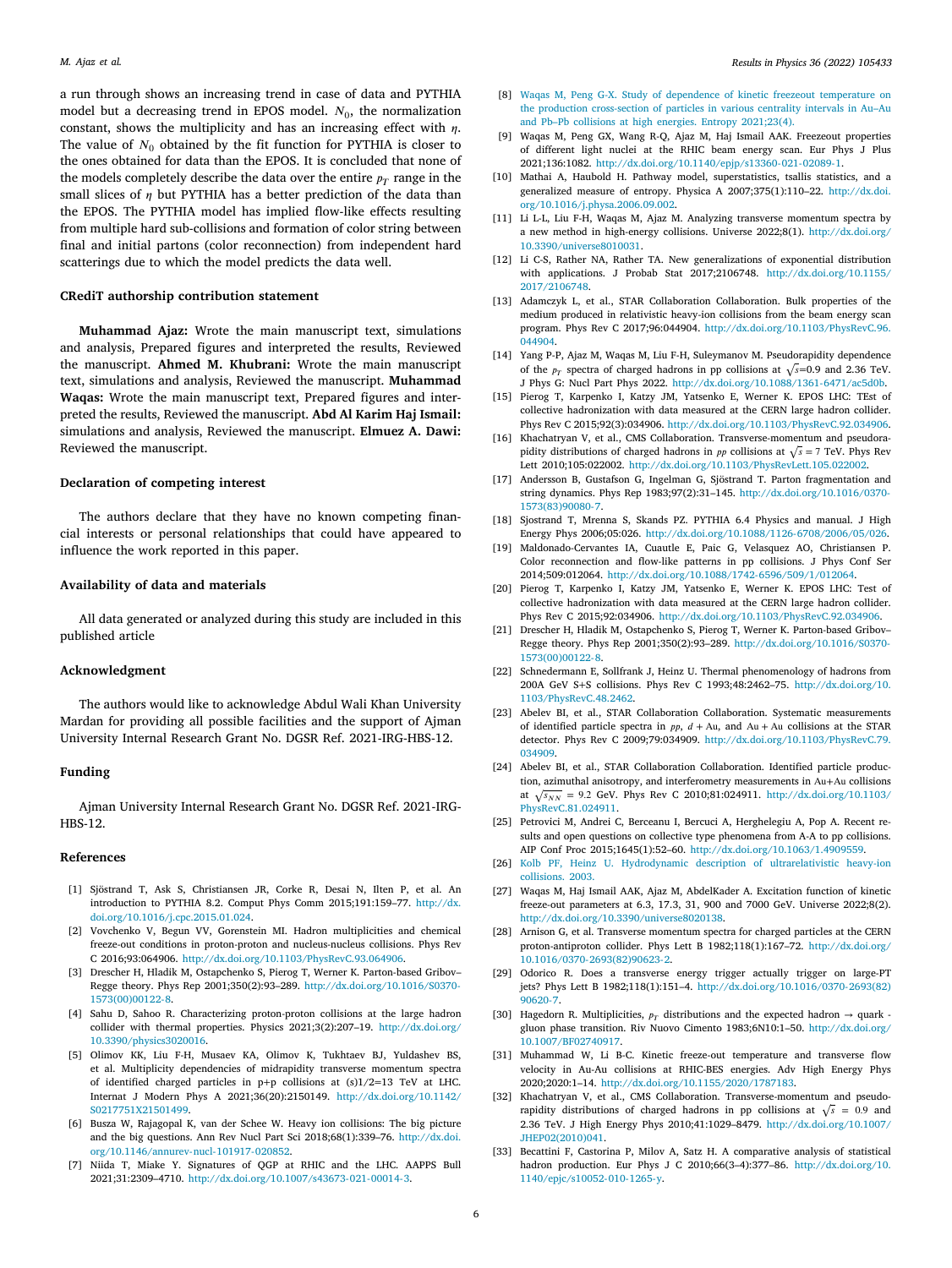a run through shows an increasing trend in case of data and PYTHIA model but a decreasing trend in EPOS model. $N_0$, the normalization constant, shows the multiplicity and has an increasing effect with $\eta$. The value of $N_0$ obtained by the fit function for PYTHIA is closer to the ones obtained for data than the EPOS. It is concluded that none of the models completely describe the data over the entire $p_T$ range in the small slices of $\eta$ but PYTHIA has a better prediction of the data than the EPOS. The PYTHIA model has implied flow-like effects resulting from multiple hard sub-collisions and formation of color string between final and initial partons (color reconnection) from independent hard scatterings due to which the model predicts the data well.

## CRediT authorship contribution statement

**Muhammad Ajaz:** Wrote the main manuscript text, simulations and analysis, Prepared figures and interpreted the results, Reviewed the manuscript. **Ahmed M. Khubrani:** Wrote the main manuscript text, simulations and analysis, Reviewed the manuscript. **Muhammad Waqas:** Wrote the main manuscript text, Prepared figures and interpreted the results, Reviewed the manuscript. **Abd Al Karim Haj Ismail:** simulations and analysis, Reviewed the manuscript. **Elmuez A. Dawi:** Reviewed the manuscript.

## Declaration of competing interest

The authors declare that they have no known competing financial interests or personal relationships that could have appeared to influence the work reported in this paper.

## Availability of data and materials

All data generated or analyzed during this study are included in this published article

## Acknowledgment

The authors would like to acknowledge Abdul Wali Khan University Mardan for providing all possible facilities and the support of Ajman University Internal Research Grant No. DGSR Ref. 2021-IRG-HBS-12.

## Funding

Ajman University Internal Research Grant No. DGSR Ref. 2021-IRG-HBS-12.

## References

[1] Sjöstrand T, Ask S, Christiansen JR, Corke R, Desai N, Ilten P, et al. An introduction to PYTHIA 8.2. Comput Phys Comm 2015;191:159–77. http://dx.doi.org/10.1016/j.cpc.2015.01.024.

[2] Vovchenko V, Begun VV, Gorenstein MI. Hadron multiplicities and chemical freeze-out conditions in proton-proton and nucleus-nucleus collisions. Phys Rev C 2016;93:064906. http://dx.doi.org/10.1103/PhysRevC.93.064906.

[3] Drescher H, Hladik M, Ostapchenko S, Pierog T, Werner K. Parton-based Gribov–Regge theory. Phys Rep 2001;350(2):93–289. http://dx.doi.org/10.1016/S0370-1573(00)00122-8.

[4] Sahu D, Sahoo R. Characterizing proton-proton collisions at the large hadron collider with thermal properties. Physics 2021;3(2):207–19. http://dx.doi.org/10.3390/physics3020016.

[5] Olimov KK, Liu F-H, Musaev KA, Olimov K, Tukhtaev BJ, Yuldashev BS, et al. Multiplicity dependencies of midrapidity transverse momentum spectra of identified charged particles in p+p collisions at (s)1/2=13 TeV at LHC. Internat J Modern Phys A 2021;36(20):2150149. http://dx.doi.org/10.1142/S0217751X21501499.

[6] Busza W, Rajagopal K, van der Schee W. Heavy ion collisions: The big picture and the big questions. Ann Rev Nucl Part Sci 2018;68(1):339–76. http://dx.doi.org/10.1146/annurev-nucl-101917-020852.

[7] Niida T, Miake Y. Signatures of QGP at RHIC and the LHC. AAPPS Bull 2021;31:2309–4710. http://dx.doi.org/10.1007/s43673-021-00014-3.

[8] Waqas M, Peng G-X. Study of dependence of kinetic freezeout temperature on the production cross-section of particles in various centrality intervals in Au–Au and Pb–Pb collisions at high energies. Entropy 2021;23(4).

[9] Waqas M, Peng GX, Wang R-Q, Ajaz M, Haj Ismail AAK. Freezeout properties of different light nuclei at the RHIC beam energy scan. Eur Phys J Plus 2021;136:1082. http://dx.doi.org/10.1140/epjp/s13360-021-02089-1.

[10] Mathai A, Haubold H. Pathway model, superstatistics, tsallis statistics, and a generalized measure of entropy. Physica A 2007;375(1):110–22. http://dx.doi.org/10.1016/j.physa.2006.09.002.

[11] Li L-L, Liu F-H, Waqas M, Ajaz M. Analyzing transverse momentum spectra by a new method in high-energy collisions. Universe 2022;8(1). http://dx.doi.org/10.3390/universe8010031.

[12] Li C-S, Rather NA, Rather TA. New generalizations of exponential distribution with applications. J Probab Stat 2017;2106748. http://dx.doi.org/10.1155/2017/2106748.

[13] Adamczyk L, et al., STAR Collaboration Collaboration. Bulk properties of the medium produced in relativistic heavy-ion collisions from the beam energy scan program. Phys Rev C 2017;96:044904. http://dx.doi.org/10.1103/PhysRevC.96.044904.

[14] Yang P-P, Ajaz M, Waqas M, Liu F-H, Suleymanov M. Pseudorapidity dependence of the $p_T$ spectra of charged hadrons in pp collisions at $\sqrt{s}$=0.9 and 2.36 TeV. J Phys G: Nucl Part Phys 2022. http://dx.doi.org/10.1088/1361-6471/ac5d0b.

[15] Pierog T, Karpenko I, Katzy JM, Yatsenko E, Werner K. EPOS LHC: TEst of collective hadronization with data measured at the CERN large hadron collider. Phys Rev C 2015;92(3):034906. http://dx.doi.org/10.1103/PhysRevC.92.034906.

[16] Khachatryan V, et al., CMS Collaboration. Transverse-momentum and pseudorapidity distributions of charged hadrons in $pp$ collisions at $\sqrt{s} = 7$ TeV. Phys Rev Lett 2010;105:022002. http://dx.doi.org/10.1103/PhysRevLett.105.022002.

[17] Andersson B, Gustafson G, Ingelman G, Sjöstrand T. Parton fragmentation and string dynamics. Phys Rep 1983;97(2):31–145. http://dx.doi.org/10.1016/0370-1573(83)90080-7.

[18] Sjostrand T, Mrenna S, Skands PZ. PYTHIA 6.4 Physics and manual. J High Energy Phys 2006;05:026. http://dx.doi.org/10.1088/1126-6708/2006/05/026.

[19] Maldonado-Cervantes IA, Cuautle E, Paic G, Velasquez AO, Christiansen P. Color reconnection and flow-like patterns in pp collisions. J Phys Conf Ser 2014;509:012064. http://dx.doi.org/10.1088/1742-6596/509/1/012064.

[20] Pierog T, Karpenko I, Katzy JM, Yatsenko E, Werner K. EPOS LHC: Test of collective hadronization with data measured at the CERN large hadron collider. Phys Rev C 2015;92:034906. http://dx.doi.org/10.1103/PhysRevC.92.034906.

[21] Drescher H, Hladik M, Ostapchenko S, Pierog T, Werner K. Parton-based Gribov–Regge theory. Phys Rep 2001;350(2):93–289. http://dx.doi.org/10.1016/S0370-1573(00)00122-8.

[22] Schnedermann E, Sollfrank J, Heinz U. Thermal phenomenology of hadrons from 200A GeV S+S collisions. Phys Rev C 1993;48:2462–75. http://dx.doi.org/10.1103/PhysRevC.48.2462.

[23] Abelev BI, et al., STAR Collaboration Collaboration. Systematic measurements of identified particle spectra in $pp$, $d + \text{Au}$, and $\text{Au} + \text{Au}$ collisions at the STAR detector. Phys Rev C 2009;79:034909. http://dx.doi.org/10.1103/PhysRevC.79.034909.

[24] Abelev BI, et al., STAR Collaboration Collaboration. Identified particle production, azimuthal anisotropy, and interferometry measurements in Au+Au collisions at $\sqrt{s_{NN}} = 9.2$ GeV. Phys Rev C 2010;81:024911. http://dx.doi.org/10.1103/PhysRevC.81.024911.

[25] Petrovici M, Andrei C, Berceanu I, Bercuci A, Herghelegiu A, Pop A. Recent results and open questions on collective type phenomena from A-A to pp collisions. AIP Conf Proc 2015;1645(1):52–60. http://dx.doi.org/10.1063/1.4909559.

[26] Kolb PF, Heinz U. Hydrodynamic description of ultrarelativistic heavy-ion collisions. 2003.

[27] Waqas M, Haj Ismail AAK, Ajaz M, AbdelKader A. Excitation function of kinetic freeze-out parameters at 6.3, 17.3, 31, 900 and 7000 GeV. Universe 2022;8(2). http://dx.doi.org/10.3390/universe8020138.

[28] Arnison G, et al. Transverse momentum spectra for charged particles at the CERN proton-antiproton collider. Phys Lett B 1982;118(1):167–72. http://dx.doi.org/10.1016/0370-2693(82)90623-2.

[29] Odorico R. Does a transverse energy trigger actually trigger on large-PT jets? Phys Lett B 1982;118(1):151–4. http://dx.doi.org/10.1016/0370-2693(82)90620-7.

[30] Hagedorn R. Multiplicities, $p_T$ distributions and the expected hadron → quark - gluon phase transition. Riv Nuovo Cimento 1983;6N10:1–50. http://dx.doi.org/10.1007/BF02740917.

[31] Muhammad W, Li B-C. Kinetic freeze-out temperature and transverse flow velocity in Au-Au collisions at RHIC-BES energies. Adv High Energy Phys 2020;2020:1–14. http://dx.doi.org/10.1155/2020/1787183.

[32] Khachatryan V, et al., CMS Collaboration. Transverse-momentum and pseudorapidity distributions of charged hadrons in pp collisions at $\sqrt{s} = 0.9$ and 2.36 TeV. J High Energy Phys 2010;41:1029–8479. http://dx.doi.org/10.1007/JHEP02(2010)041.

[33] Becattini F, Castorina P, Milov A, Satz H. A comparative analysis of statistical hadron production. Eur Phys J C 2010;66(3–4):377–86. http://dx.doi.org/10.1140/epjc/s10052-010-1265-y.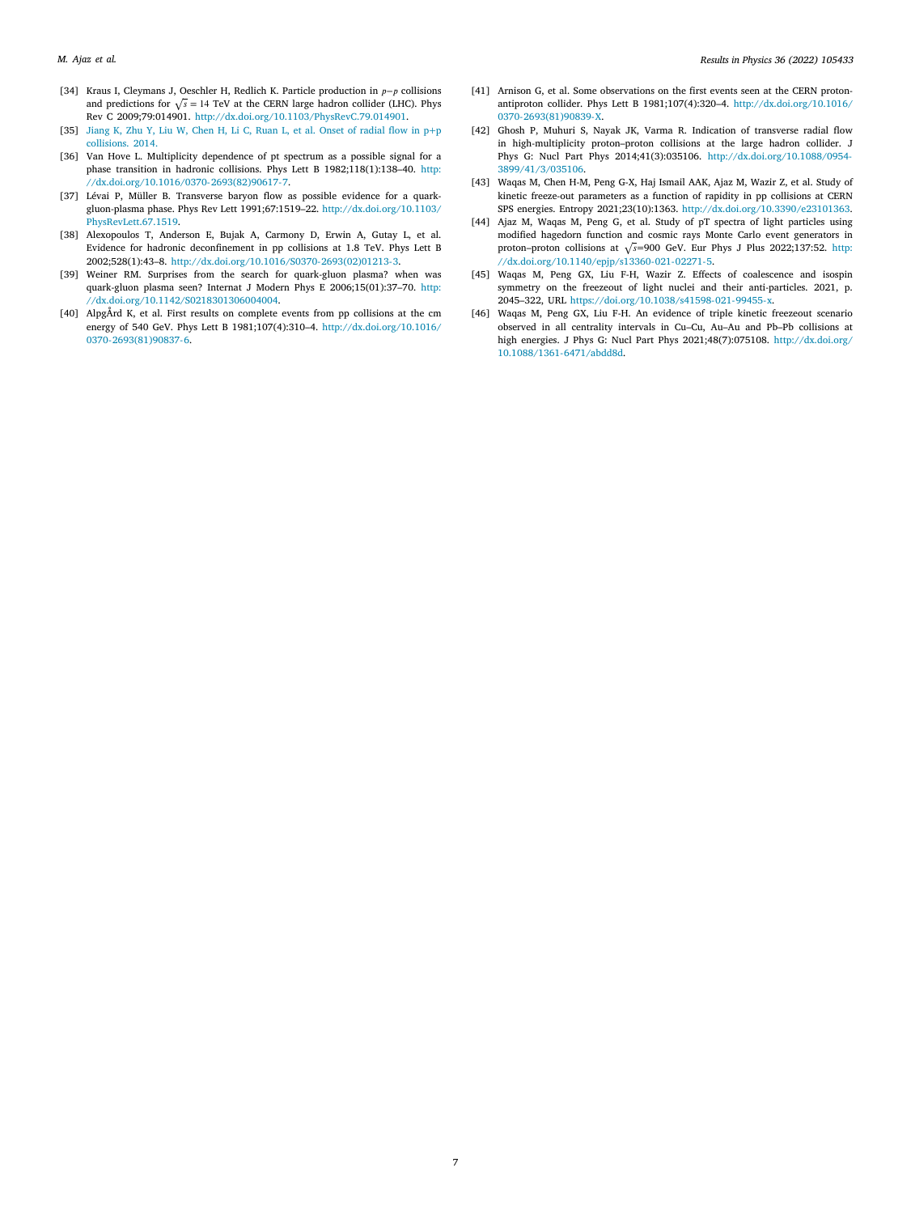[34] Kraus I, Cleymans J, Oeschler H, Redlich K. Particle production in $p-p$ collisions and predictions for $\sqrt{s} = 14$ TeV at the CERN large hadron collider (LHC). Phys Rev C 2009;79:014901. http://dx.doi.org/10.1103/PhysRevC.79.014901.

[35] Jiang K, Zhu Y, Liu W, Chen H, Li C, Ruan L, et al. Onset of radial flow in p+p collisions. 2014.

[36] Van Hove L. Multiplicity dependence of pt spectrum as a possible signal for a phase transition in hadronic collisions. Phys Lett B 1982;118(1):138–40. http://dx.doi.org/10.1016/0370-2693(82)90617-7.

[37] Lévai P, Müller B. Transverse baryon flow as possible evidence for a quark-gluon-plasma phase. Phys Rev Lett 1991;67:1519–22. http://dx.doi.org/10.1103/PhysRevLett.67.1519.

[38] Alexopoulos T, Anderson E, Bujak A, Carmony D, Erwin A, Gutay L, et al. Evidence for hadronic deconfinement in pp collisions at 1.8 TeV. Phys Lett B 2002;528(1):43–8. http://dx.doi.org/10.1016/S0370-2693(02)01213-3.

[39] Weiner RM. Surprises from the search for quark-gluon plasma? when was quark-gluon plasma seen? Internat J Modern Phys E 2006;15(01):37–70. http://dx.doi.org/10.1142/S0218301306004004.

[40] AlpgÅrd K, et al. First results on complete events from pp collisions at the cm energy of 540 GeV. Phys Lett B 1981;107(4):310–4. http://dx.doi.org/10.1016/0370-2693(81)90837-6.

[41] Arnison G, et al. Some observations on the first events seen at the CERN proton-antiproton collider. Phys Lett B 1981;107(4):320–4. http://dx.doi.org/10.1016/0370-2693(81)90839-X.

[42] Ghosh P, Muhuri S, Nayak JK, Varma R. Indication of transverse radial flow in high-multiplicity proton–proton collisions at the large hadron collider. J Phys G: Nucl Part Phys 2014;41(3):035106. http://dx.doi.org/10.1088/0954-3899/41/3/035106.

[43] Waqas M, Chen H-M, Peng G-X, Haj Ismail AAK, Ajaz M, Wazir Z, et al. Study of kinetic freeze-out parameters as a function of rapidity in pp collisions at CERN SPS energies. Entropy 2021;23(10):1363. http://dx.doi.org/10.3390/e23101363.

[44] Ajaz M, Waqas M, Peng G, et al. Study of pT spectra of light particles using modified hagedorn function and cosmic rays Monte Carlo event generators in proton–proton collisions at $\sqrt{s}$=900 GeV. Eur Phys J Plus 2022;137:52. http://dx.doi.org/10.1140/epjp/s13360-021-02271-5.

[45] Waqas M, Peng GX, Liu F-H, Wazir Z. Effects of coalescence and isospin symmetry on the freezeout of light nuclei and their anti-particles. 2021, p. 2045–322, URL https://doi.org/10.1038/s41598-021-99455-x.

[46] Waqas M, Peng GX, Liu F-H. An evidence of triple kinetic freezeout scenario observed in all centrality intervals in Cu–Cu, Au–Au and Pb–Pb collisions at high energies. J Phys G: Nucl Part Phys 2021;48(7):075108. http://dx.doi.org/10.1088/1361-6471/abdd8d.